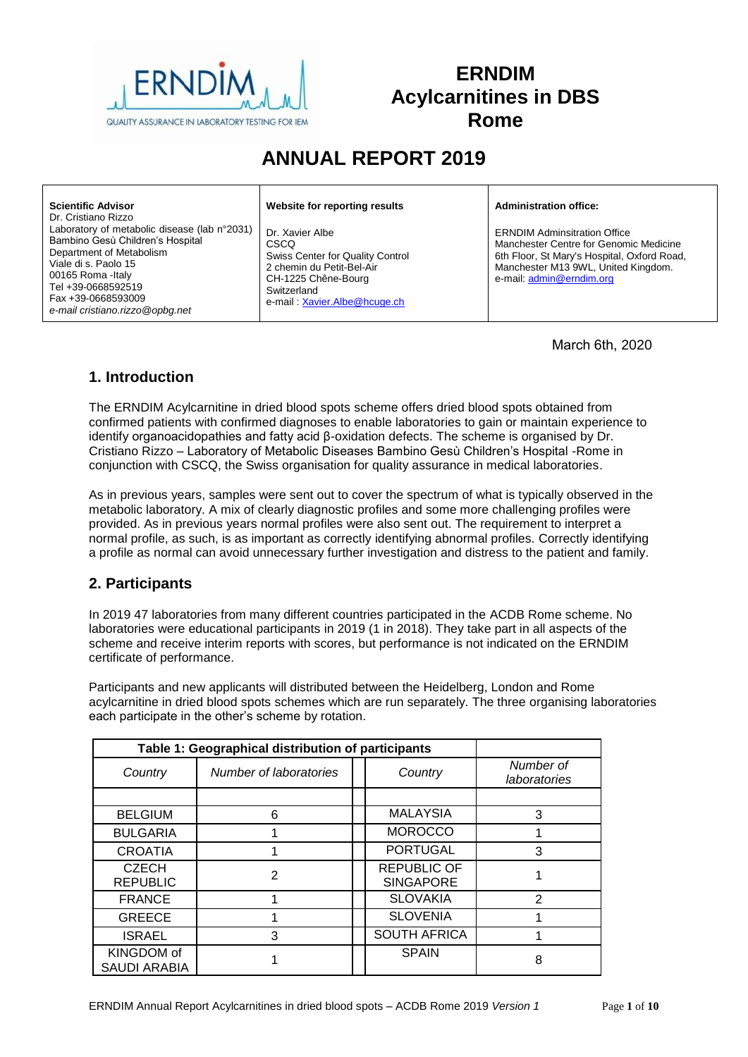# ERNDIM Acylcarnitines in DBS Rome

# ANNUAL REPORT 2019

| **Scientific Advisor** | **Website for reporting results** | **Administration office:** |
|---|---|---|
| Dr. Cristiano Rizzo<br>Laboratory of metabolic disease (lab n°2031)<br>Bambino Gesù Children's Hospital<br>Department of Metabolism<br>Viale di s. Paolo 15<br>00165 Roma -Italy<br>Tel +39-0668592519<br>Fax +39-0668593009<br>*e-mail cristiano.rizzo@opbg.net* | Dr. Xavier Albe<br>CSCQ<br>Swiss Center for Quality Control<br>2 chemin du Petit-Bel-Air<br>CH-1225 Chêne-Bourg<br>Switzerland<br>e-mail : Xavier.Albe@hcuge.ch | ERNDIM Adminsitration Office<br>Manchester Centre for Genomic Medicine<br>6th Floor, St Mary's Hospital, Oxford Road,<br>Manchester M13 9WL, United Kingdom.<br>e-mail: admin@erndim.org |

March 6th, 2020

## 1. Introduction

The ERNDIM Acylcarnitine in dried blood spots scheme offers dried blood spots obtained from confirmed patients with confirmed diagnoses to enable laboratories to gain or maintain experience to identify organoacidopathies and fatty acid β-oxidation defects. The scheme is organised by Dr. Cristiano Rizzo – Laboratory of Metabolic Diseases Bambino Gesù Children's Hospital -Rome in conjunction with CSCQ, the Swiss organisation for quality assurance in medical laboratories.

As in previous years, samples were sent out to cover the spectrum of what is typically observed in the metabolic laboratory. A mix of clearly diagnostic profiles and some more challenging profiles were provided. As in previous years normal profiles were also sent out. The requirement to interpret a normal profile, as such, is as important as correctly identifying abnormal profiles. Correctly identifying a profile as normal can avoid unnecessary further investigation and distress to the patient and family.

## 2. Participants

In 2019 47 laboratories from many different countries participated in the ACDB Rome scheme. No laboratories were educational participants in 2019 (1 in 2018). They take part in all aspects of the scheme and receive interim reports with scores, but performance is not indicated on the ERNDIM certificate of performance.

Participants and new applicants will distributed between the Heidelberg, London and Rome acylcarnitine in dried blood spots schemes which are run separately. The three organising laboratories each participate in the other's scheme by rotation.

| **Table 1: Geographical distribution of participants** | | | | |
|---|---|---|---|---|
| *Country* | *Number of laboratories* | | *Country* | *Number of laboratories* |
| | | | | |
| BELGIUM | 6 | | MALAYSIA | 3 |
| BULGARIA | 1 | | MOROCCO | 1 |
| CROATIA | 1 | | PORTUGAL | 3 |
| CZECH REPUBLIC | 2 | | REPUBLIC OF SINGAPORE | 1 |
| FRANCE | 1 | | SLOVAKIA | 2 |
| GREECE | 1 | | SLOVENIA | 1 |
| ISRAEL | 3 | | SOUTH AFRICA | 1 |
| KINGDOM of SAUDI ARABIA | 1 | | SPAIN | 8 |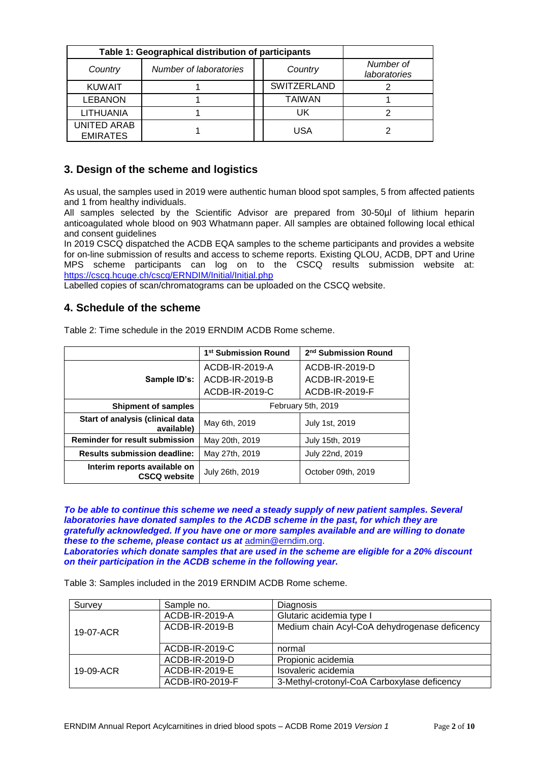| Table 1: Geographical distribution of participants | | | | |
|---|---|---|---|---|
| *Country* | *Number of laboratories* | | *Country* | *Number of laboratories* |
| KUWAIT | 1 | | SWITZERLAND | 2 |
| LEBANON | 1 | | TAIWAN | 1 |
| LITHUANIA | 1 | | UK | 2 |
| UNITED ARAB EMIRATES | 1 | | USA | 2 |

## 3. Design of the scheme and logistics

As usual, the samples used in 2019 were authentic human blood spot samples, 5 from affected patients and 1 from healthy individuals.

All samples selected by the Scientific Advisor are prepared from 30-50µl of lithium heparin anticoagulated whole blood on 903 Whatmann paper. All samples are obtained following local ethical and consent guidelines

In 2019 CSCQ dispatched the ACDB EQA samples to the scheme participants and provides a website for on-line submission of results and access to scheme reports. Existing QLOU, ACDB, DPT and Urine MPS scheme participants can log on to the CSCQ results submission website at: https://cscq.hcuge.ch/cscq/ERNDIM/Initial/Initial.php

Labelled copies of scan/chromatograms can be uploaded on the CSCQ website.

## 4. Schedule of the scheme

Table 2: Time schedule in the 2019 ERNDIM ACDB Rome scheme.

| | 1st Submission Round | 2nd Submission Round |
|---|---|---|
| **Sample ID's:** | ACDB-IR-2019-A<br>ACDB-IR-2019-B<br>ACDB-IR-2019-C | ACDB-IR-2019-D<br>ACDB-IR-2019-E<br>ACDB-IR-2019-F |
| **Shipment of samples** | February 5th, 2019 | |
| **Start of analysis (clinical data available)** | May 6th, 2019 | July 1st, 2019 |
| **Reminder for result submission** | May 20th, 2019 | July 15th, 2019 |
| **Results submission deadline:** | May 27th, 2019 | July 22nd, 2019 |
| **Interim reports available on CSCQ website** | July 26th, 2019 | October 09th, 2019 |

***To be able to continue this scheme we need a steady supply of new patient samples. Several laboratories have donated samples to the ACDB scheme in the past, for which they are gratefully acknowledged. If you have one or more samples available and are willing to donate these to the scheme, please contact us at*** admin@erndim.org.

***Laboratories which donate samples that are used in the scheme are eligible for a 20% discount on their participation in the ACDB scheme in the following year.***

Table 3: Samples included in the 2019 ERNDIM ACDB Rome scheme.

| Survey | Sample no. | Diagnosis |
|---|---|---|
| 19-07-ACR | ACDB-IR-2019-A | Glutaric acidemia type I |
| | ACDB-IR-2019-B | Medium chain Acyl-CoA dehydrogenase deficency |
| | ACDB-IR-2019-C | normal |
| 19-09-ACR | ACDB-IR-2019-D | Propionic acidemia |
| | ACDB-IR-2019-E | Isovaleric acidemia |
| | ACDB-IR0-2019-F | 3-Methyl-crotonyl-CoA Carboxylase deficency |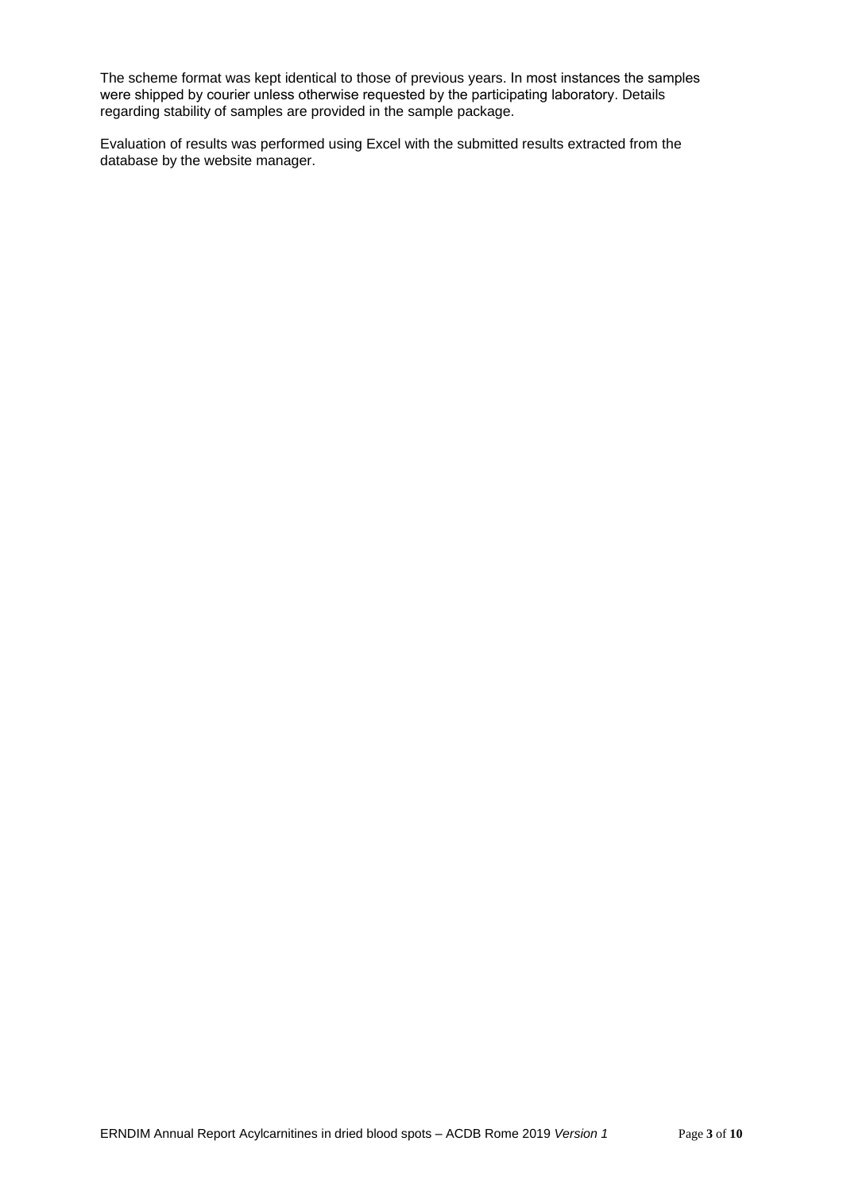The scheme format was kept identical to those of previous years. In most instances the samples were shipped by courier unless otherwise requested by the participating laboratory. Details regarding stability of samples are provided in the sample package.

Evaluation of results was performed using Excel with the submitted results extracted from the database by the website manager.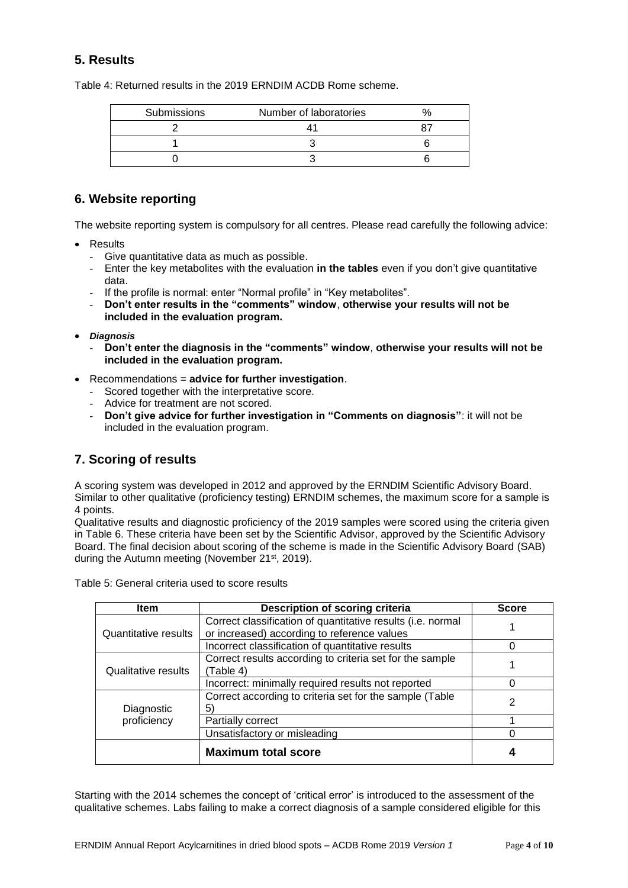## 5. Results

Table 4: Returned results in the 2019 ERNDIM ACDB Rome scheme.

| Submissions | Number of laboratories | % |
|---|---|---|
| 2 | 41 | 87 |
| 1 | 3 | 6 |
| 0 | 3 | 6 |

## 6. Website reporting

The website reporting system is compulsory for all centres. Please read carefully the following advice:

- Results
  - Give quantitative data as much as possible.
  - Enter the key metabolites with the evaluation **in the tables** even if you don't give quantitative data.
  - If the profile is normal: enter "Normal profile" in "Key metabolites".
  - **Don't enter results in the "comments" window**, **otherwise your results will not be included in the evaluation program.**
- ***Diagnosis***
  - **Don't enter the diagnosis in the "comments" window**, **otherwise your results will not be included in the evaluation program.**
- Recommendations = **advice for further investigation**.
  - Scored together with the interpretative score.
  - Advice for treatment are not scored.
  - **Don't give advice for further investigation in "Comments on diagnosis"**: it will not be included in the evaluation program.

## 7. Scoring of results

A scoring system was developed in 2012 and approved by the ERNDIM Scientific Advisory Board. Similar to other qualitative (proficiency testing) ERNDIM schemes, the maximum score for a sample is 4 points.
Qualitative results and diagnostic proficiency of the 2019 samples were scored using the criteria given in Table 6. These criteria have been set by the Scientific Advisor, approved by the Scientific Advisory Board. The final decision about scoring of the scheme is made in the Scientific Advisory Board (SAB) during the Autumn meeting (November 21st, 2019).

Table 5: General criteria used to score results

| Item | Description of scoring criteria | Score |
|---|---|---|
| Quantitative results | Correct classification of quantitative results (i.e. normal or increased) according to reference values | 1 |
| | Incorrect classification of quantitative results | 0 |
| Qualitative results | Correct results according to criteria set for the sample (Table 4) | 1 |
| | Incorrect: minimally required results not reported | 0 |
| Diagnostic proficiency | Correct according to criteria set for the sample (Table 5) | 2 |
| | Partially correct | 1 |
| | Unsatisfactory or misleading | 0 |
| | **Maximum total score** | **4** |

Starting with the 2014 schemes the concept of 'critical error' is introduced to the assessment of the qualitative schemes. Labs failing to make a correct diagnosis of a sample considered eligible for this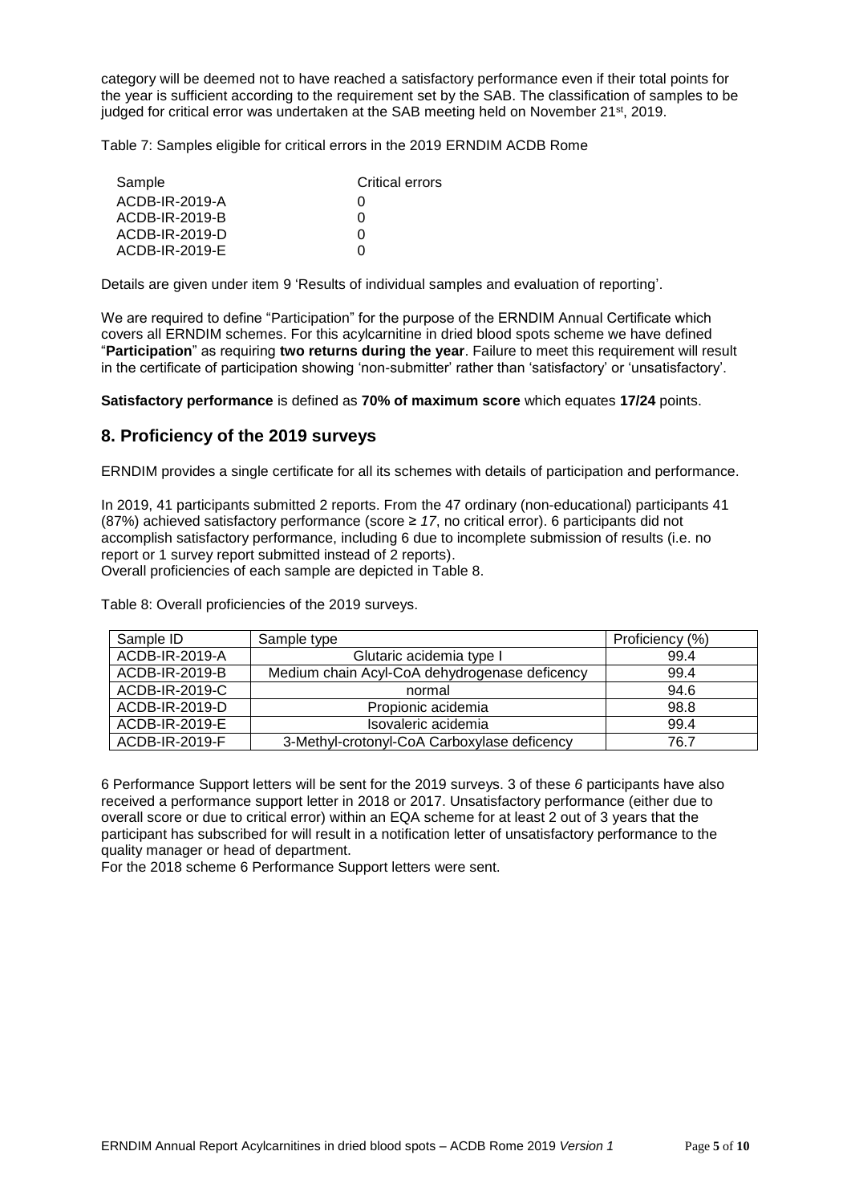category will be deemed not to have reached a satisfactory performance even if their total points for the year is sufficient according to the requirement set by the SAB. The classification of samples to be judged for critical error was undertaken at the SAB meeting held on November 21st, 2019.

Table 7: Samples eligible for critical errors in the 2019 ERNDIM ACDB Rome

| Sample | Critical errors |
|---|---|
| ACDB-IR-2019-A | 0 |
| ACDB-IR-2019-B | 0 |
| ACDB-IR-2019-D | 0 |
| ACDB-IR-2019-E | 0 |

Details are given under item 9 'Results of individual samples and evaluation of reporting'.

We are required to define "Participation" for the purpose of the ERNDIM Annual Certificate which covers all ERNDIM schemes. For this acylcarnitine in dried blood spots scheme we have defined "**Participation**" as requiring **two returns during the year**. Failure to meet this requirement will result in the certificate of participation showing 'non-submitter' rather than 'satisfactory' or 'unsatisfactory'.

**Satisfactory performance** is defined as **70% of maximum score** which equates **17/24** points.

## 8. Proficiency of the 2019 surveys

ERNDIM provides a single certificate for all its schemes with details of participation and performance.

In 2019, 41 participants submitted 2 reports. From the 47 ordinary (non-educational) participants 41 (87%) achieved satisfactory performance (score ≥ *17*, no critical error). 6 participants did not accomplish satisfactory performance, including 6 due to incomplete submission of results (i.e. no report or 1 survey report submitted instead of 2 reports).
Overall proficiencies of each sample are depicted in Table 8.

Table 8: Overall proficiencies of the 2019 surveys.

| Sample ID | Sample type | Proficiency (%) |
|---|---|---|
| ACDB-IR-2019-A | Glutaric acidemia type I | 99.4 |
| ACDB-IR-2019-B | Medium chain Acyl-CoA dehydrogenase deficency | 99.4 |
| ACDB-IR-2019-C | normal | 94.6 |
| ACDB-IR-2019-D | Propionic acidemia | 98.8 |
| ACDB-IR-2019-E | Isovaleric acidemia | 99.4 |
| ACDB-IR-2019-F | 3-Methyl-crotonyl-CoA Carboxylase deficency | 76.7 |

6 Performance Support letters will be sent for the 2019 surveys. 3 of these *6* participants have also received a performance support letter in 2018 or 2017. Unsatisfactory performance (either due to overall score or due to critical error) within an EQA scheme for at least 2 out of 3 years that the participant has subscribed for will result in a notification letter of unsatisfactory performance to the quality manager or head of department.
For the 2018 scheme 6 Performance Support letters were sent.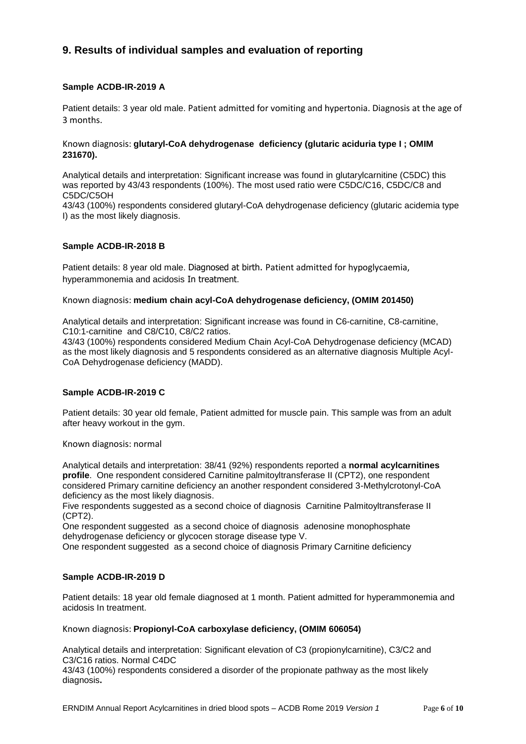## 9. Results of individual samples and evaluation of reporting

### Sample ACDB-IR-2019 A

Patient details: 3 year old male. Patient admitted for vomiting and hypertonia. Diagnosis at the age of 3 months.

Known diagnosis: **glutaryl-CoA dehydrogenase deficiency (glutaric aciduria type I ; OMIM 231670).**

Analytical details and interpretation: Significant increase was found in glutarylcarnitine (C5DC) this was reported by 43/43 respondents (100%). The most used ratio were C5DC/C16, C5DC/C8 and C5DC/C5OH

43/43 (100%) respondents considered glutaryl-CoA dehydrogenase deficiency (glutaric acidemia type I) as the most likely diagnosis.

### Sample ACDB-IR-2018 B

Patient details: 8 year old male. Diagnosed at birth. Patient admitted for hypoglycaemia, hyperammonemia and acidosis In treatment.

Known diagnosis: **medium chain acyl-CoA dehydrogenase deficiency, (OMIM 201450)**

Analytical details and interpretation: Significant increase was found in C6-carnitine, C8-carnitine, C10:1-carnitine and C8/C10, C8/C2 ratios.

43/43 (100%) respondents considered Medium Chain Acyl-CoA Dehydrogenase deficiency (MCAD) as the most likely diagnosis and 5 respondents considered as an alternative diagnosis Multiple Acyl-CoA Dehydrogenase deficiency (MADD).

### Sample ACDB-IR-2019 C

Patient details: 30 year old female, Patient admitted for muscle pain. This sample was from an adult after heavy workout in the gym.

Known diagnosis: normal

Analytical details and interpretation: 38/41 (92%) respondents reported a **normal acylcarnitines profile**. One respondent considered Carnitine palmitoyltransferase II (CPT2), one respondent considered Primary carnitine deficiency an another respondent considered 3-Methylcrotonyl-CoA deficiency as the most likely diagnosis.

Five respondents suggested as a second choice of diagnosis Carnitine Palmitoyltransferase II (CPT2).

One respondent suggested as a second choice of diagnosis adenosine monophosphate dehydrogenase deficiency or glycocen storage disease type V.

One respondent suggested as a second choice of diagnosis Primary Carnitine deficiency

### Sample ACDB-IR-2019 D

Patient details: 18 year old female diagnosed at 1 month. Patient admitted for hyperammonemia and acidosis In treatment.

Known diagnosis: **Propionyl-CoA carboxylase deficiency, (OMIM 606054)**

Analytical details and interpretation: Significant elevation of C3 (propionylcarnitine), C3/C2 and C3/C16 ratios. Normal C4DC

43/43 (100%) respondents considered a disorder of the propionate pathway as the most likely diagnosis**.**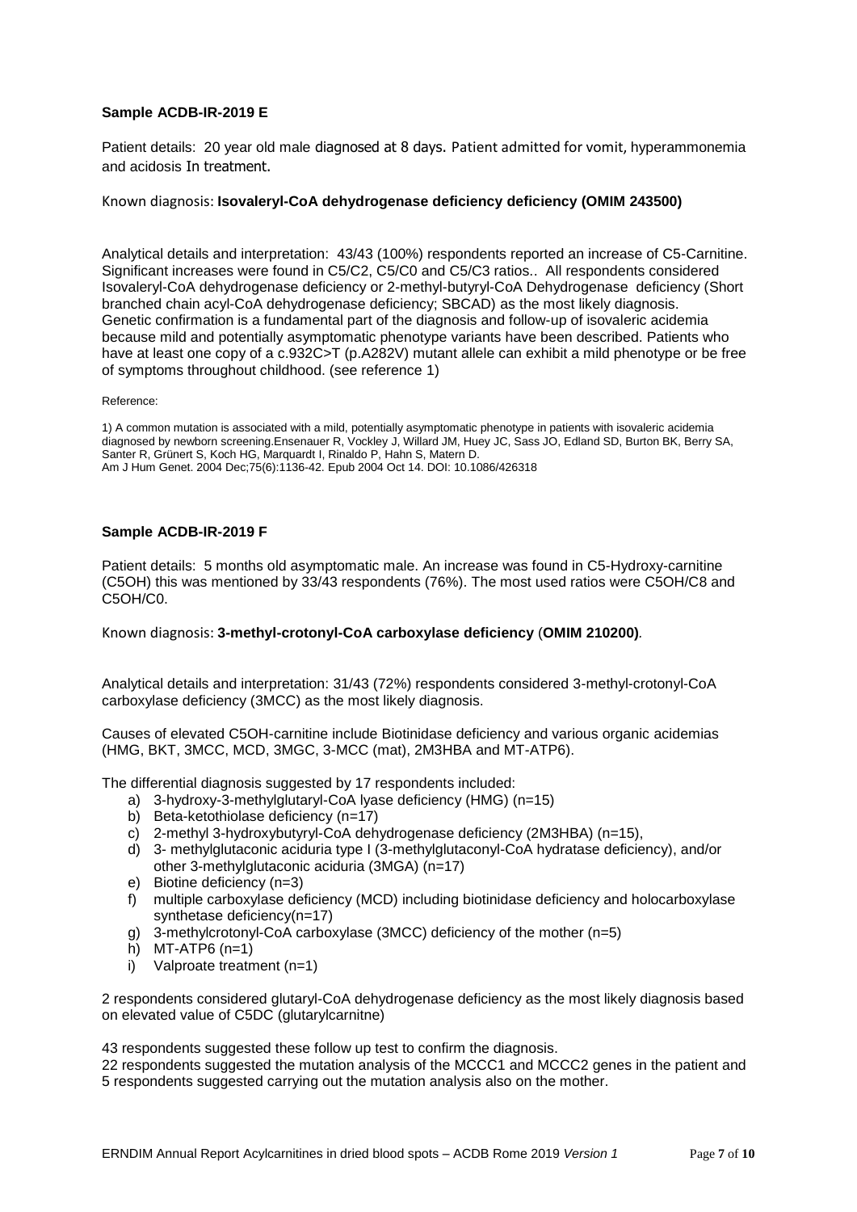### Sample ACDB-IR-2019 E

Patient details: 20 year old male diagnosed at 8 days. Patient admitted for vomit, hyperammonemia and acidosis In treatment.

Known diagnosis: **Isovaleryl-CoA dehydrogenase deficiency deficiency (OMIM 243500)**

Analytical details and interpretation: 43/43 (100%) respondents reported an increase of C5-Carnitine. Significant increases were found in C5/C2, C5/C0 and C5/C3 ratios.. All respondents considered Isovaleryl-CoA dehydrogenase deficiency or 2-methyl-butyryl-CoA Dehydrogenase deficiency (Short branched chain acyl-CoA dehydrogenase deficiency; SBCAD) as the most likely diagnosis. Genetic confirmation is a fundamental part of the diagnosis and follow-up of isovaleric acidemia because mild and potentially asymptomatic phenotype variants have been described. Patients who have at least one copy of a c.932C>T (p.A282V) mutant allele can exhibit a mild phenotype or be free of symptoms throughout childhood. (see reference 1)

Reference:

1) A common mutation is associated with a mild, potentially asymptomatic phenotype in patients with isovaleric acidemia diagnosed by newborn screening.Ensenauer R, Vockley J, Willard JM, Huey JC, Sass JO, Edland SD, Burton BK, Berry SA, Santer R, Grünert S, Koch HG, Marquardt I, Rinaldo P, Hahn S, Matern D. Am J Hum Genet. 2004 Dec;75(6):1136-42. Epub 2004 Oct 14. DOI: 10.1086/426318

### Sample ACDB-IR-2019 F

Patient details: 5 months old asymptomatic male. An increase was found in C5-Hydroxy-carnitine (C5OH) this was mentioned by 33/43 respondents (76%). The most used ratios were C5OH/C8 and C5OH/C0.

Known diagnosis: **3-methyl-crotonyl-CoA carboxylase deficiency** (**OMIM 210200)**.

Analytical details and interpretation: 31/43 (72%) respondents considered 3-methyl-crotonyl-CoA carboxylase deficiency (3MCC) as the most likely diagnosis.

Causes of elevated C5OH-carnitine include Biotinidase deficiency and various organic acidemias (HMG, BKT, 3MCC, MCD, 3MGC, 3-MCC (mat), 2M3HBA and MT-ATP6).

The differential diagnosis suggested by 17 respondents included:

a) 3-hydroxy-3-methylglutaryl-CoA lyase deficiency (HMG) (n=15)
b) Beta-ketothiolase deficiency (n=17)
c) 2-methyl 3-hydroxybutyryl-CoA dehydrogenase deficiency (2M3HBA) (n=15),
d) 3- methylglutaconic aciduria type I (3-methylglutaconyl-CoA hydratase deficiency), and/or other 3-methylglutaconic aciduria (3MGA) (n=17)
e) Biotine deficiency (n=3)
f) multiple carboxylase deficiency (MCD) including biotinidase deficiency and holocarboxylase synthetase deficiency(n=17)
g) 3-methylcrotonyl-CoA carboxylase (3MCC) deficiency of the mother (n=5)
h) MT-ATP6 (n=1)
i) Valproate treatment (n=1)

2 respondents considered glutaryl-CoA dehydrogenase deficiency as the most likely diagnosis based on elevated value of C5DC (glutarylcarnitne)

43 respondents suggested these follow up test to confirm the diagnosis.
22 respondents suggested the mutation analysis of the MCCC1 and MCCC2 genes in the patient and 5 respondents suggested carrying out the mutation analysis also on the mother.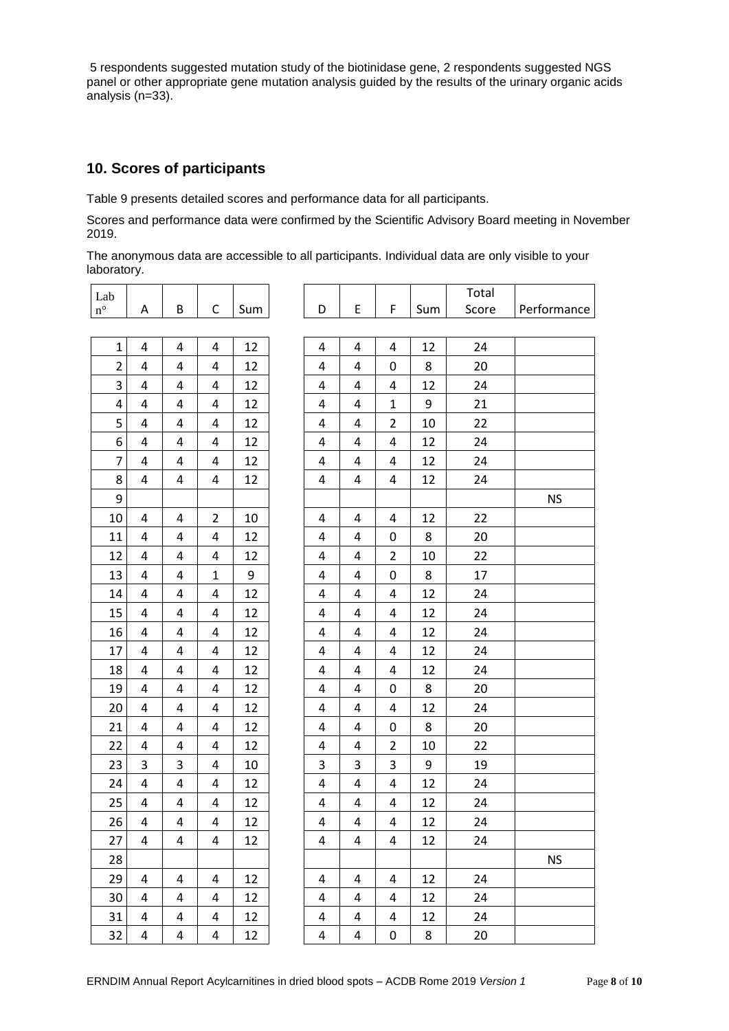5 respondents suggested mutation study of the biotinidase gene, 2 respondents suggested NGS panel or other appropriate gene mutation analysis guided by the results of the urinary organic acids analysis (n=33).

## 10. Scores of participants

Table 9 presents detailed scores and performance data for all participants.

Scores and performance data were confirmed by the Scientific Advisory Board meeting in November 2019.

The anonymous data are accessible to all participants. Individual data are only visible to your laboratory.

| Lab n° | A | B | C | Sum | D | E | F | Sum | Total Score | Performance |
|---|---|---|---|---|---|---|---|---|---|---|
| 1 | 4 | 4 | 4 | 12 | 4 | 4 | 4 | 12 | 24 | |
| 2 | 4 | 4 | 4 | 12 | 4 | 4 | 0 | 8 | 20 | |
| 3 | 4 | 4 | 4 | 12 | 4 | 4 | 4 | 12 | 24 | |
| 4 | 4 | 4 | 4 | 12 | 4 | 4 | 1 | 9 | 21 | |
| 5 | 4 | 4 | 4 | 12 | 4 | 4 | 2 | 10 | 22 | |
| 6 | 4 | 4 | 4 | 12 | 4 | 4 | 4 | 12 | 24 | |
| 7 | 4 | 4 | 4 | 12 | 4 | 4 | 4 | 12 | 24 | |
| 8 | 4 | 4 | 4 | 12 | 4 | 4 | 4 | 12 | 24 | |
| 9 | | | | | | | | | | NS |
| 10 | 4 | 4 | 2 | 10 | 4 | 4 | 4 | 12 | 22 | |
| 11 | 4 | 4 | 4 | 12 | 4 | 4 | 0 | 8 | 20 | |
| 12 | 4 | 4 | 4 | 12 | 4 | 4 | 2 | 10 | 22 | |
| 13 | 4 | 4 | 1 | 9 | 4 | 4 | 0 | 8 | 17 | |
| 14 | 4 | 4 | 4 | 12 | 4 | 4 | 4 | 12 | 24 | |
| 15 | 4 | 4 | 4 | 12 | 4 | 4 | 4 | 12 | 24 | |
| 16 | 4 | 4 | 4 | 12 | 4 | 4 | 4 | 12 | 24 | |
| 17 | 4 | 4 | 4 | 12 | 4 | 4 | 4 | 12 | 24 | |
| 18 | 4 | 4 | 4 | 12 | 4 | 4 | 4 | 12 | 24 | |
| 19 | 4 | 4 | 4 | 12 | 4 | 4 | 0 | 8 | 20 | |
| 20 | 4 | 4 | 4 | 12 | 4 | 4 | 4 | 12 | 24 | |
| 21 | 4 | 4 | 4 | 12 | 4 | 4 | 0 | 8 | 20 | |
| 22 | 4 | 4 | 4 | 12 | 4 | 4 | 2 | 10 | 22 | |
| 23 | 3 | 3 | 4 | 10 | 3 | 3 | 3 | 9 | 19 | |
| 24 | 4 | 4 | 4 | 12 | 4 | 4 | 4 | 12 | 24 | |
| 25 | 4 | 4 | 4 | 12 | 4 | 4 | 4 | 12 | 24 | |
| 26 | 4 | 4 | 4 | 12 | 4 | 4 | 4 | 12 | 24 | |
| 27 | 4 | 4 | 4 | 12 | 4 | 4 | 4 | 12 | 24 | |
| 28 | | | | | | | | | | NS |
| 29 | 4 | 4 | 4 | 12 | 4 | 4 | 4 | 12 | 24 | |
| 30 | 4 | 4 | 4 | 12 | 4 | 4 | 4 | 12 | 24 | |
| 31 | 4 | 4 | 4 | 12 | 4 | 4 | 4 | 12 | 24 | |
| 32 | 4 | 4 | 4 | 12 | 4 | 4 | 0 | 8 | 20 | |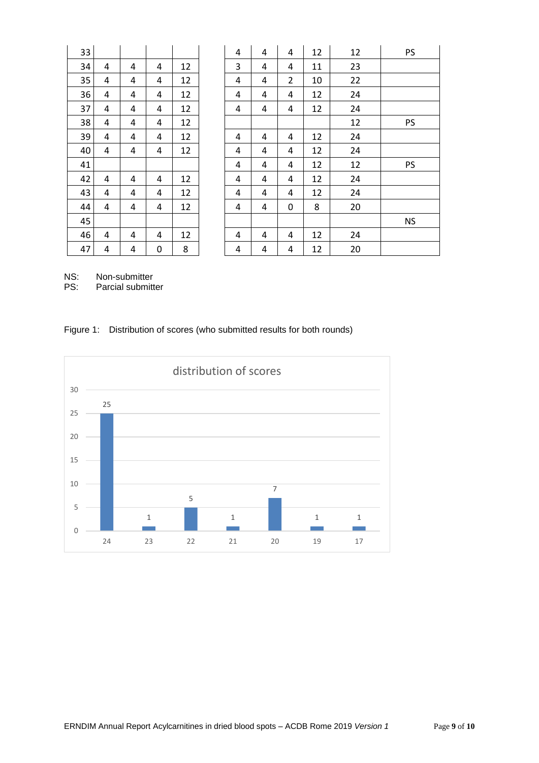| 33 | | | | | | 4 | 4 | 4 | 12 | 12 | PS |
|---|---|---|---|---|---|---|---|---|---|---|---|
| 34 | 4 | 4 | 4 | 12 | | 3 | 4 | 4 | 11 | 23 | |
| 35 | 4 | 4 | 4 | 12 | | 4 | 4 | 2 | 10 | 22 | |
| 36 | 4 | 4 | 4 | 12 | | 4 | 4 | 4 | 12 | 24 | |
| 37 | 4 | 4 | 4 | 12 | | 4 | 4 | 4 | 12 | 24 | |
| 38 | 4 | 4 | 4 | 12 | | | | | | 12 | PS |
| 39 | 4 | 4 | 4 | 12 | | 4 | 4 | 4 | 12 | 24 | |
| 40 | 4 | 4 | 4 | 12 | | 4 | 4 | 4 | 12 | 24 | |
| 41 | | | | | | 4 | 4 | 4 | 12 | 12 | PS |
| 42 | 4 | 4 | 4 | 12 | | 4 | 4 | 4 | 12 | 24 | |
| 43 | 4 | 4 | 4 | 12 | | 4 | 4 | 4 | 12 | 24 | |
| 44 | 4 | 4 | 4 | 12 | | 4 | 4 | 0 | 8 | 20 | |
| 45 | | | | | | | | | | | NS |
| 46 | 4 | 4 | 4 | 12 | | 4 | 4 | 4 | 12 | 24 | |
| 47 | 4 | 4 | 0 | 8 | | 4 | 4 | 4 | 12 | 20 | |

NS: Non-submitter
PS: Parcial submitter

Figure 1: Distribution of scores (who submitted results for both rounds)

distribution of scores

| Score | 24 | 23 | 22 | 21 | 20 | 19 | 17 |
|---|---|---|---|---|---|---|---|
| Count | 25 | 1 | 5 | 1 | 7 | 1 | 1 |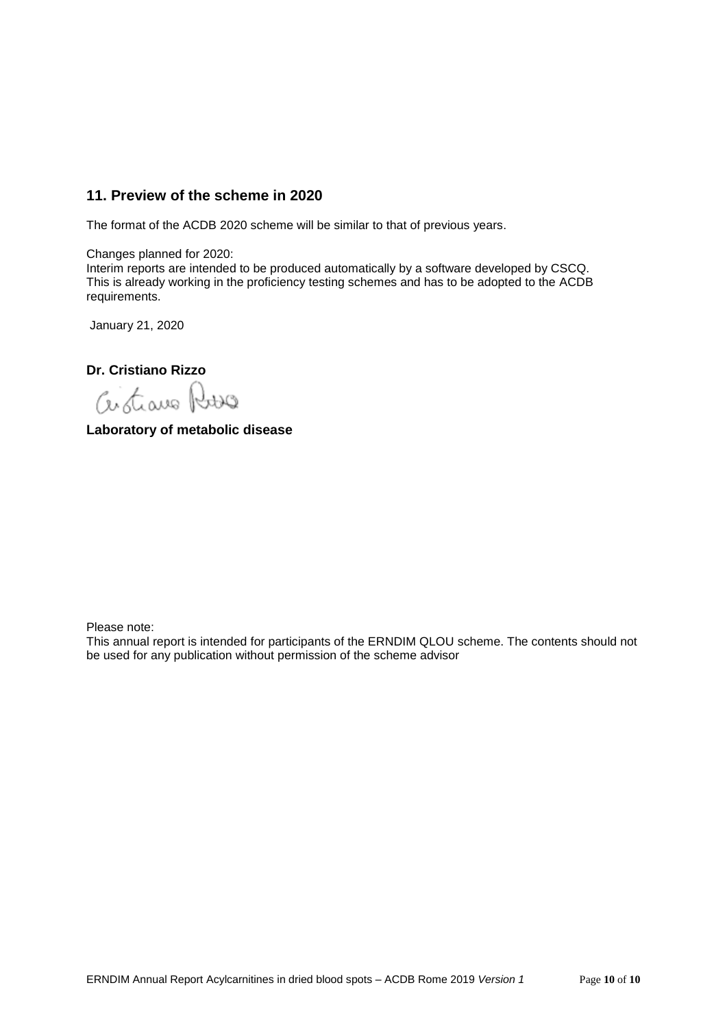## 11. Preview of the scheme in 2020

The format of the ACDB 2020 scheme will be similar to that of previous years.

Changes planned for 2020:
Interim reports are intended to be produced automatically by a software developed by CSCQ. This is already working in the proficiency testing schemes and has to be adopted to the ACDB requirements.

January 21, 2020

**Dr. Cristiano Rizzo**

**Laboratory of metabolic disease**

Please note:
This annual report is intended for participants of the ERNDIM QLOU scheme. The contents should not be used for any publication without permission of the scheme advisor